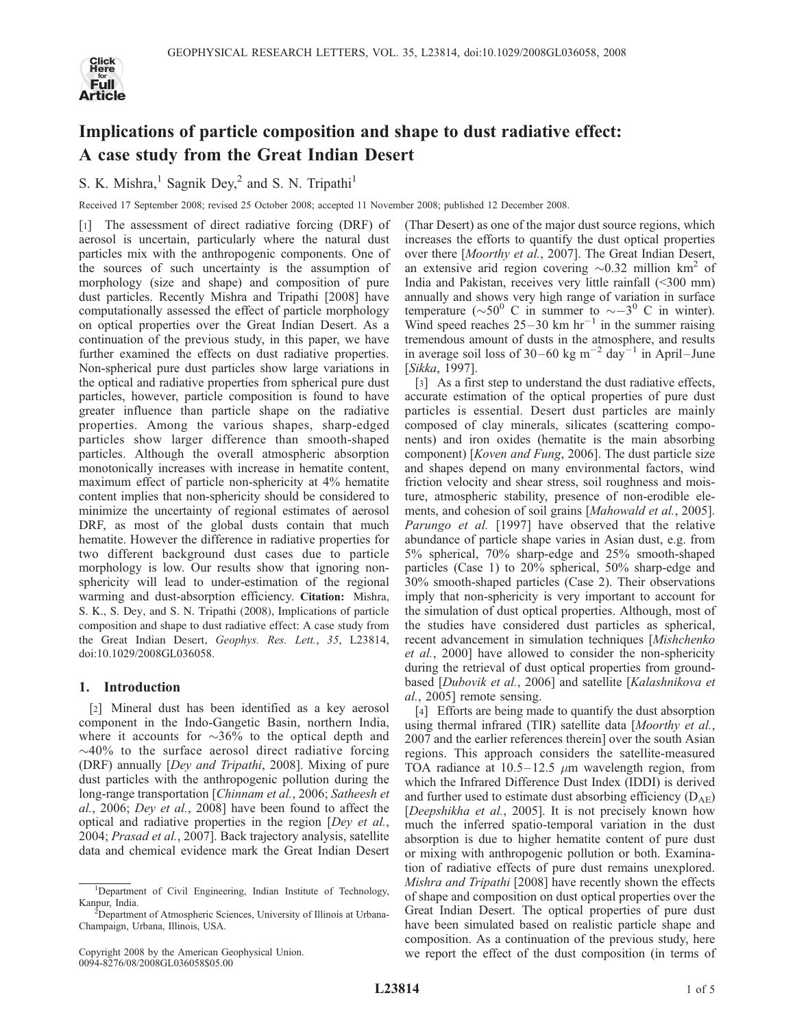# Implications of particle composition and shape to dust radiative effect: A case study from the Great Indian Desert

S. K. Mishra,[1] Sagnik Dey,[2] and S. N. Tripathi[1]

Received 17 September 2008; revised 25 October 2008; accepted 11 November 2008; published 12 December 2008.

[1] The assessment of direct radiative forcing (DRF) of aerosol is uncertain, particularly where the natural dust particles mix with the anthropogenic components. One of the sources of such uncertainty is the assumption of morphology (size and shape) and composition of pure dust particles. Recently Mishra and Tripathi [2008] have computationally assessed the effect of particle morphology on optical properties over the Great Indian Desert. As a continuation of the previous study, in this paper, we have further examined the effects on dust radiative properties. Non-spherical pure dust particles show large variations in the optical and radiative properties from spherical pure dust particles, however, particle composition is found to have greater influence than particle shape on the radiative properties. Among the various shapes, sharp-edged particles show larger difference than smooth-shaped particles. Although the overall atmospheric absorption monotonically increases with increase in hematite content, maximum effect of particle non-sphericity at 4% hematite content implies that non-sphericity should be considered to minimize the uncertainty of regional estimates of aerosol DRF, as most of the global dusts contain that much hematite. However the difference in radiative properties for two different background dust cases due to particle morphology is low. Our results show that ignoring non-sphericity will lead to under-estimation of the regional warming and dust-absorption efficiency. **Citation:** Mishra, S. K., S. Dey, and S. N. Tripathi (2008), Implications of particle composition and shape to dust radiative effect: A case study from the Great Indian Desert, *Geophys. Res. Lett.*, *35*, L23814, doi:10.1029/2008GL036058.

## 1. Introduction

[2] Mineral dust has been identified as a key aerosol component in the Indo-Gangetic Basin, northern India, where it accounts for ~36% to the optical depth and ~40% to the surface aerosol direct radiative forcing (DRF) annually [*Dey and Tripathi*, 2008]. Mixing of pure dust particles with the anthropogenic pollution during the long-range transportation [*Chinnam et al.*, 2006; *Satheesh et al.*, 2006; *Dey et al.*, 2008] have been found to affect the optical and radiative properties in the region [*Dey et al.*, 2004; *Prasad et al.*, 2007]. Back trajectory analysis, satellite data and chemical evidence mark the Great Indian Desert (Thar Desert) as one of the major dust source regions, which increases the efforts to quantify the dust optical properties over there [*Moorthy et al.*, 2007]. The Great Indian Desert, an extensive arid region covering ~0.32 million km$^2$ of India and Pakistan, receives very little rainfall (<300 mm) annually and shows very high range of variation in surface temperature (~50$^0$ C in summer to ~−3$^0$ C in winter). Wind speed reaches 25–30 km hr$^{-1}$ in the summer raising tremendous amount of dusts in the atmosphere, and results in average soil loss of 30–60 kg m$^{-2}$ day$^{-1}$ in April–June [*Sikka*, 1997].

[3] As a first step to understand the dust radiative effects, accurate estimation of the optical properties of pure dust particles is essential. Desert dust particles are mainly composed of clay minerals, silicates (scattering components) and iron oxides (hematite is the main absorbing component) [*Koven and Fung*, 2006]. The dust particle size and shapes depend on many environmental factors, wind friction velocity and shear stress, soil roughness and moisture, atmospheric stability, presence of non-erodible elements, and cohesion of soil grains [*Mahowald et al.*, 2005]. *Parungo et al.* [1997] have observed that the relative abundance of particle shape varies in Asian dust, e.g. from 5% spherical, 70% sharp-edge and 25% smooth-shaped particles (Case 1) to 20% spherical, 50% sharp-edge and 30% smooth-shaped particles (Case 2). Their observations imply that non-sphericity is very important to account for the simulation of dust optical properties. Although, most of the studies have considered dust particles as spherical, recent advancement in simulation techniques [*Mishchenko et al.*, 2000] have allowed to consider the non-sphericity during the retrieval of dust optical properties from ground-based [*Dubovik et al.*, 2006] and satellite [*Kalashnikova et al.*, 2005] remote sensing.

[4] Efforts are being made to quantify the dust absorption using thermal infrared (TIR) satellite data [*Moorthy et al.*, 2007 and the earlier references therein] over the south Asian regions. This approach considers the satellite-measured TOA radiance at 10.5–12.5 $\mu$m wavelength region, from which the Infrared Difference Dust Index (IDDI) is derived and further used to estimate dust absorbing efficiency ($D_{AE}$) [*Deepshikha et al.*, 2005]. It is not precisely known how much the inferred spatio-temporal variation in the dust absorption is due to higher hematite content of pure dust or mixing with anthropogenic pollution or both. Examination of radiative effects of pure dust remains unexplored. *Mishra and Tripathi* [2008] have recently shown the effects of shape and composition on dust optical properties over the Great Indian Desert. The optical properties of pure dust have been simulated based on realistic particle shape and composition. As a continuation of the previous study, here we report the effect of the dust composition (in terms of

---

[1]Department of Civil Engineering, Indian Institute of Technology, Kanpur, India.

[2]Department of Atmospheric Sciences, University of Illinois at Urbana-Champaign, Urbana, Illinois, USA.

Copyright 2008 by the American Geophysical Union.
0094-8276/08/2008GL036058$05.00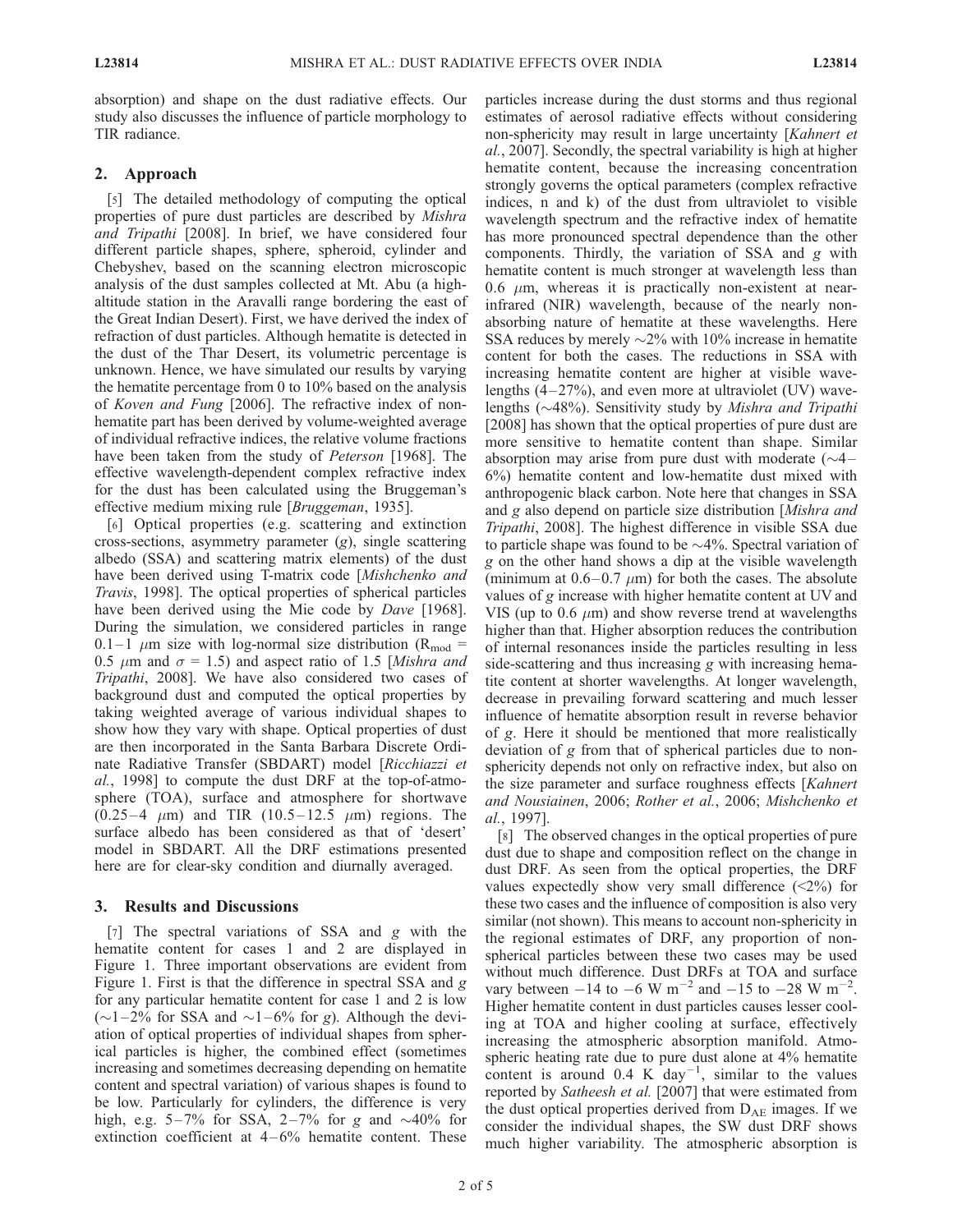absorption) and shape on the dust radiative effects. Our study also discusses the influence of particle morphology to TIR radiance.

## 2. Approach

[5] The detailed methodology of computing the optical properties of pure dust particles are described by *Mishra and Tripathi* [2008]. In brief, we have considered four different particle shapes, sphere, spheroid, cylinder and Chebyshev, based on the scanning electron microscopic analysis of the dust samples collected at Mt. Abu (a high-altitude station in the Aravalli range bordering the east of the Great Indian Desert). First, we have derived the index of refraction of dust particles. Although hematite is detected in the dust of the Thar Desert, its volumetric percentage is unknown. Hence, we have simulated our results by varying the hematite percentage from 0 to 10% based on the analysis of *Koven and Fung* [2006]. The refractive index of non-hematite part has been derived by volume-weighted average of individual refractive indices, the relative volume fractions have been taken from the study of *Peterson* [1968]. The effective wavelength-dependent complex refractive index for the dust has been calculated using the Bruggeman's effective medium mixing rule [*Bruggeman*, 1935].

[6] Optical properties (e.g. scattering and extinction cross-sections, asymmetry parameter ($g$), single scattering albedo (SSA) and scattering matrix elements) of the dust have been derived using T-matrix code [*Mishchenko and Travis*, 1998]. The optical properties of spherical particles have been derived using the Mie code by *Dave* [1968]. During the simulation, we considered particles in range 0.1–1 $\mu$m size with log-normal size distribution ($R_{mod}$ = 0.5 $\mu$m and $\sigma$ = 1.5) and aspect ratio of 1.5 [*Mishra and Tripathi*, 2008]. We have also considered two cases of background dust and computed the optical properties by taking weighted average of various individual shapes to show how they vary with shape. Optical properties of dust are then incorporated in the Santa Barbara Discrete Ordinate Radiative Transfer (SBDART) model [*Ricchiazzi et al.*, 1998] to compute the dust DRF at the top-of-atmosphere (TOA), surface and atmosphere for shortwave (0.25–4 $\mu$m) and TIR (10.5–12.5 $\mu$m) regions. The surface albedo has been considered as that of 'desert' model in SBDART. All the DRF estimations presented here are for clear-sky condition and diurnally averaged.

## 3. Results and Discussions

[7] The spectral variations of SSA and $g$ with the hematite content for cases 1 and 2 are displayed in Figure 1. Three important observations are evident from Figure 1. First is that the difference in spectral SSA and $g$ for any particular hematite content for case 1 and 2 is low (~1–2% for SSA and ~1–6% for $g$). Although the deviation of optical properties of individual shapes from spherical particles is higher, the combined effect (sometimes increasing and sometimes decreasing depending on hematite content and spectral variation) of various shapes is found to be low. Particularly for cylinders, the difference is very high, e.g. 5–7% for SSA, 2–7% for $g$ and ~40% for extinction coefficient at 4–6% hematite content. These particles increase during the dust storms and thus regional estimates of aerosol radiative effects without considering non-sphericity may result in large uncertainty [*Kahnert et al.*, 2007]. Secondly, the spectral variability is high at higher hematite content, because the increasing concentration strongly governs the optical parameters (complex refractive indices, n and k) of the dust from ultraviolet to visible wavelength spectrum and the refractive index of hematite has more pronounced spectral dependence than the other components. Thirdly, the variation of SSA and $g$ with hematite content is much stronger at wavelength less than 0.6 $\mu$m, whereas it is practically non-existent at near-infrared (NIR) wavelength, because of the nearly non-absorbing nature of hematite at these wavelengths. Here SSA reduces by merely ~2% with 10% increase in hematite content for both the cases. The reductions in SSA with increasing hematite content are higher at visible wavelengths (4–27%), and even more at ultraviolet (UV) wavelengths (~48%). Sensitivity study by *Mishra and Tripathi* [2008] has shown that the optical properties of pure dust are more sensitive to hematite content than shape. Similar absorption may arise from pure dust with moderate (~4–6%) hematite content and low-hematite dust mixed with anthropogenic black carbon. Note here that changes in SSA and $g$ also depend on particle size distribution [*Mishra and Tripathi*, 2008]. The highest difference in visible SSA due to particle shape was found to be ~4%. Spectral variation of $g$ on the other hand shows a dip at the visible wavelength (minimum at 0.6–0.7 $\mu$m) for both the cases. The absolute values of $g$ increase with higher hematite content at UV and VIS (up to 0.6 $\mu$m) and show reverse trend at wavelengths higher than that. Higher absorption reduces the contribution of internal resonances inside the particles resulting in less side-scattering and thus increasing $g$ with increasing hematite content at shorter wavelengths. At longer wavelength, decrease in prevailing forward scattering and much lesser influence of hematite absorption result in reverse behavior of $g$. Here it should be mentioned that more realistically deviation of $g$ from that of spherical particles due to non-sphericity depends not only on refractive index, but also on the size parameter and surface roughness effects [*Kahnert and Nousiainen*, 2006; *Rother et al.*, 2006; *Mishchenko et al.*, 1997].

[8] The observed changes in the optical properties of pure dust due to shape and composition reflect on the change in dust DRF. As seen from the optical properties, the DRF values expectedly show very small difference (<2%) for these two cases and the influence of composition is also very similar (not shown). This means to account non-sphericity in the regional estimates of DRF, any proportion of non-spherical particles between these two cases may be used without much difference. Dust DRFs at TOA and surface vary between −14 to −6 W m$^{-2}$ and −15 to −28 W m$^{-2}$. Higher hematite content in dust particles causes lesser cooling at TOA and higher cooling at surface, effectively increasing the atmospheric absorption manifold. Atmospheric heating rate due to pure dust alone at 4% hematite content is around 0.4 K day$^{-1}$, similar to the values reported by *Satheesh et al.* [2007] that were estimated from the dust optical properties derived from $D_{AE}$ images. If we consider the individual shapes, the SW dust DRF shows much higher variability. The atmospheric absorption is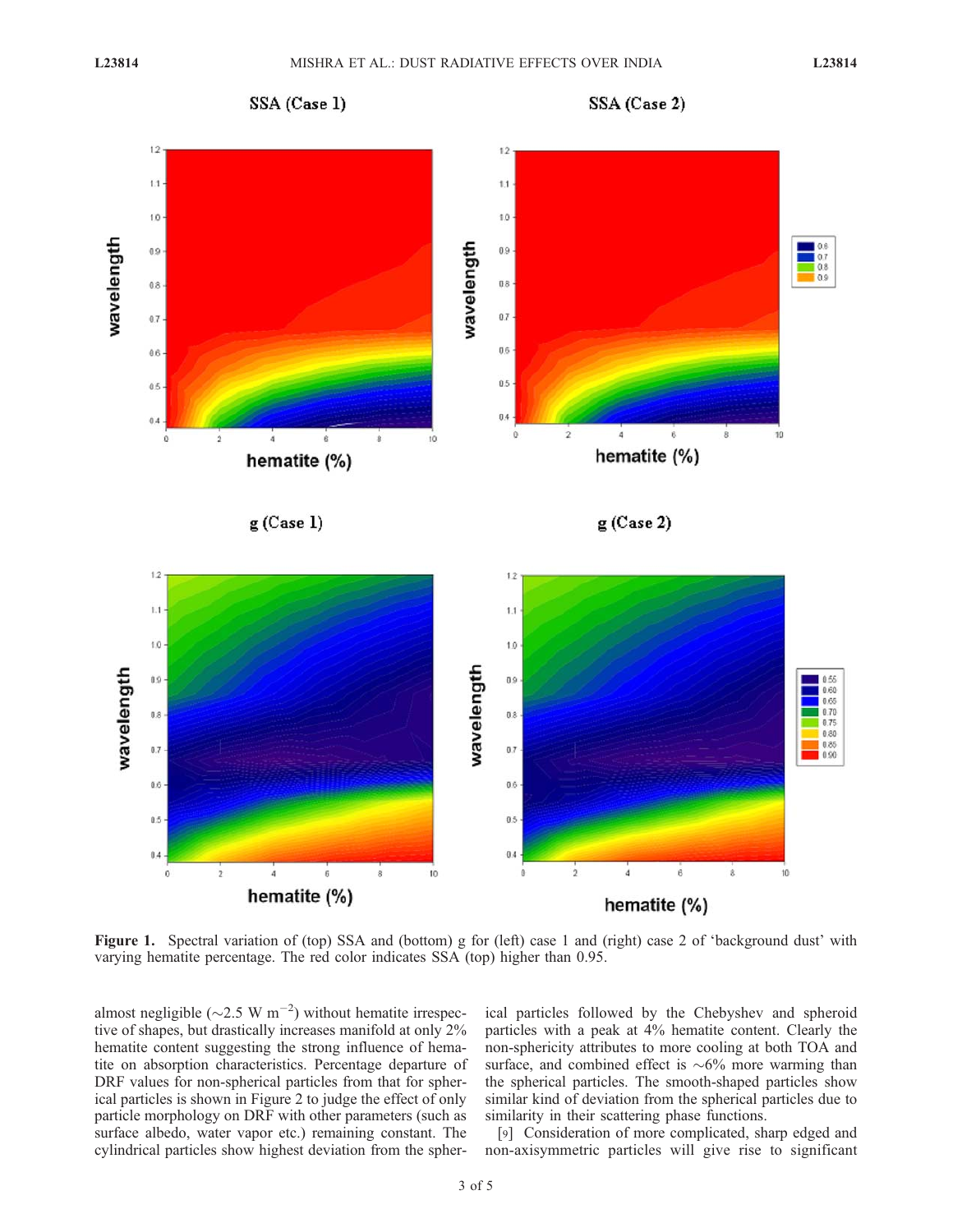Figure 1. Spectral variation of (top) SSA and (bottom) g for (left) case 1 and (right) case 2 of 'background dust' with varying hematite percentage. The red color indicates SSA (top) higher than 0.95.

almost negligible (~2.5 W $m^{-2}$) without hematite irrespective of shapes, but drastically increases manifold at only 2% hematite content suggesting the strong influence of hematite on absorption characteristics. Percentage departure of DRF values for non-spherical particles from that for spherical particles is shown in Figure 2 to judge the effect of only particle morphology on DRF with other parameters (such as surface albedo, water vapor etc.) remaining constant. The cylindrical particles show highest deviation from the spherical particles followed by the Chebyshev and spheroid particles with a peak at 4% hematite content. Clearly the non-sphericity attributes to more cooling at both TOA and surface, and combined effect is ~6% more warming than the spherical particles. The smooth-shaped particles show similar kind of deviation from the spherical particles due to similarity in their scattering phase functions.

[9] Consideration of more complicated, sharp edged and non-axisymmetric particles will give rise to significant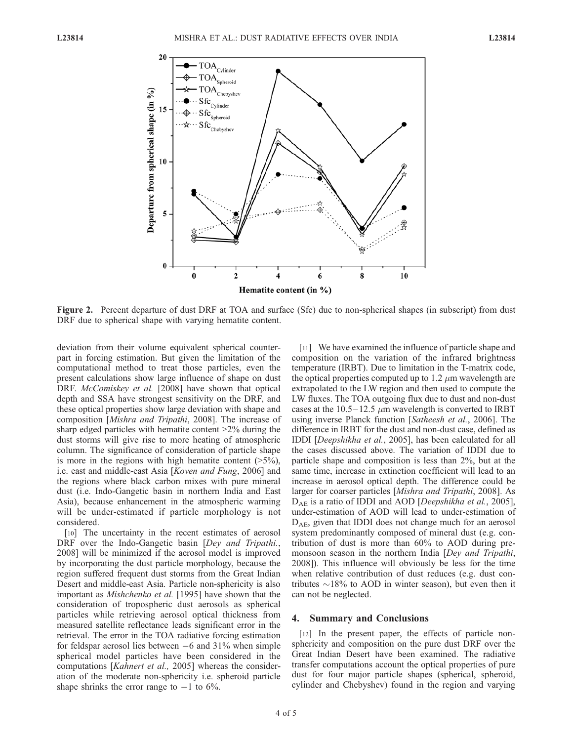**Figure 2.** Percent departure of dust DRF at TOA and surface (Sfc) due to non-spherical shapes (in subscript) from dust DRF due to spherical shape with varying hematite content.

deviation from their volume equivalent spherical counterpart in forcing estimation. But given the limitation of the computational method to treat those particles, even the present calculations show large influence of shape on dust DRF. *McComiskey et al.* [2008] have shown that optical depth and SSA have strongest sensitivity on the DRF, and these optical properties show large deviation with shape and composition [*Mishra and Tripathi*, 2008]. The increase of sharp edged particles with hematite content >2% during the dust storms will give rise to more heating of atmospheric column. The significance of consideration of particle shape is more in the regions with high hematite content (>5%), i.e. east and middle-east Asia [*Koven and Fung*, 2006] and the regions where black carbon mixes with pure mineral dust (i.e. Indo-Gangetic basin in northern India and East Asia), because enhancement in the atmospheric warming will be under-estimated if particle morphology is not considered.

[10] The uncertainty in the recent estimates of aerosol DRF over the Indo-Gangetic basin [*Dey and Tripathi.*, 2008] will be minimized if the aerosol model is improved by incorporating the dust particle morphology, because the region suffered frequent dust storms from the Great Indian Desert and middle-east Asia. Particle non-sphericity is also important as *Mishchenko et al.* [1995] have shown that the consideration of tropospheric dust aerosols as spherical particles while retrieving aerosol optical thickness from measured satellite reflectance leads significant error in the retrieval. The error in the TOA radiative forcing estimation for feldspar aerosol lies between −6 and 31% when simple spherical model particles have been considered in the computations [*Kahnert et al.,* 2005] whereas the consideration of the moderate non-sphericity i.e. spheroid particle shape shrinks the error range to −1 to 6%.

[11] We have examined the influence of particle shape and composition on the variation of the infrared brightness temperature (IRBT). Due to limitation in the T-matrix code, the optical properties computed up to 1.2 $\mu$m wavelength are extrapolated to the LW region and then used to compute the LW fluxes. The TOA outgoing flux due to dust and non-dust cases at the 10.5–12.5 $\mu$m wavelength is converted to IRBT using inverse Planck function [*Satheesh et al.*, 2006]. The difference in IRBT for the dust and non-dust case, defined as IDDI [*Deepshikha et al.*, 2005], has been calculated for all the cases discussed above. The variation of IDDI due to particle shape and composition is less than 2%, but at the same time, increase in extinction coefficient will lead to an increase in aerosol optical depth. The difference could be larger for coarser particles [*Mishra and Tripathi*, 2008]. As $D_{AE}$ is a ratio of IDDI and AOD [*Deepshikha et al.*, 2005], under-estimation of AOD will lead to under-estimation of $D_{AE}$, given that IDDI does not change much for an aerosol system predominantly composed of mineral dust (e.g. contribution of dust is more than 60% to AOD during premonsoon season in the northern India [*Dey and Tripathi*, 2008]). This influence will obviously be less for the time when relative contribution of dust reduces (e.g. dust contributes ~18% to AOD in winter season), but even then it can not be neglected.

## 4. Summary and Conclusions

[12] In the present paper, the effects of particle non-sphericity and composition on the pure dust DRF over the Great Indian Desert have been examined. The radiative transfer computations account the optical properties of pure dust for four major particle shapes (spherical, spheroid, cylinder and Chebyshev) found in the region and varying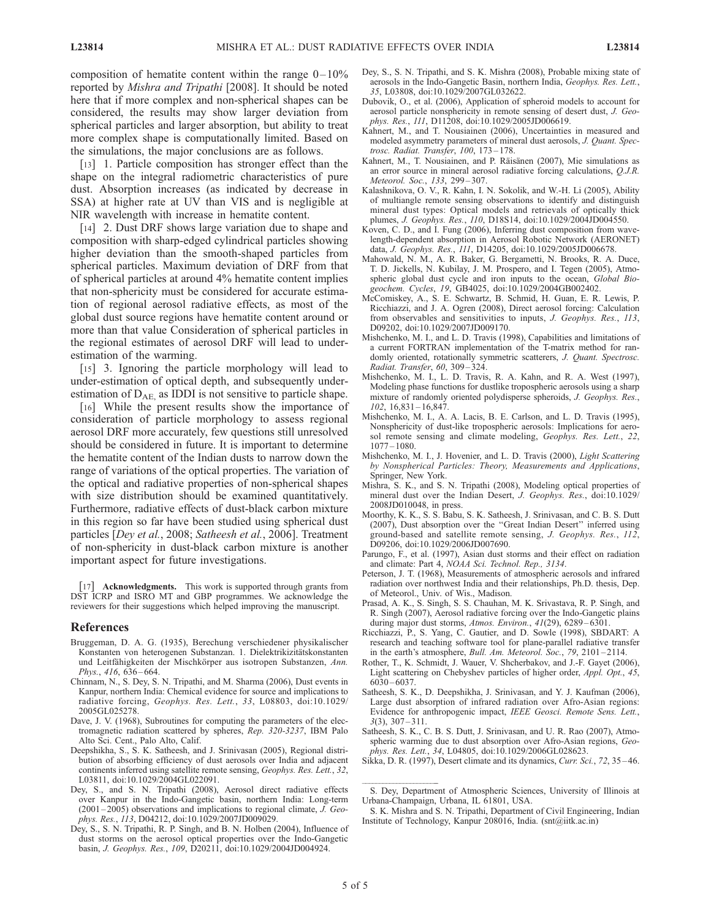composition of hematite content within the range 0–10% reported by *Mishra and Tripathi* [2008]. It should be noted here that if more complex and non-spherical shapes can be considered, the results may show larger deviation from spherical particles and larger absorption, but ability to treat more complex shape is computationally limited. Based on the simulations, the major conclusions are as follows.

[13] 1. Particle composition has stronger effect than the shape on the integral radiometric characteristics of pure dust. Absorption increases (as indicated by decrease in SSA) at higher rate at UV than VIS and is negligible at NIR wavelength with increase in hematite content.

[14] 2. Dust DRF shows large variation due to shape and composition with sharp-edged cylindrical particles showing higher deviation than the smooth-shaped particles from spherical particles. Maximum deviation of DRF from that of spherical particles at around 4% hematite content implies that non-sphericity must be considered for accurate estimation of regional aerosol radiative effects, as most of the global dust source regions have hematite content around or more than that value Consideration of spherical particles in the regional estimates of aerosol DRF will lead to underestimation of the warming.

[15] 3. Ignoring the particle morphology will lead to under-estimation of optical depth, and subsequently under-estimation of $D_{AE,}$ as IDDI is not sensitive to particle shape.

[16] While the present results show the importance of consideration of particle morphology to assess regional aerosol DRF more accurately, few questions still unresolved should be considered in future. It is important to determine the hematite content of the Indian dusts to narrow down the range of variations of the optical properties. The variation of the optical and radiative properties of non-spherical shapes with size distribution should be examined quantitatively. Furthermore, radiative effects of dust-black carbon mixture in this region so far have been studied using spherical dust particles [*Dey et al.*, 2008; *Satheesh et al.*, 2006]. Treatment of non-sphericity in dust-black carbon mixture is another important aspect for future investigations.

[17] **Acknowledgments.** This work is supported through grants from DST ICRP and ISRO MT and GBP programmes. We acknowledge the reviewers for their suggestions which helped improving the manuscript.

## References

Bruggeman, D. A. G. (1935), Berechung verschiedener physikalischer Konstanten von heterogenen Substanzan. 1. Dielektrikizitätskonstanten und Leitfähigkeiten der Mischkörper aus isotropen Substanzen, *Ann. Phys.*, *416*, 636–664.

Chinnam, N., S. Dey, S. N. Tripathi, and M. Sharma (2006), Dust events in Kanpur, northern India: Chemical evidence for source and implications to radiative forcing, *Geophys. Res. Lett.*, *33*, L08803, doi:10.1029/2005GL025278.

Dave, J. V. (1968), Subroutines for computing the parameters of the electromagnetic radiation scattered by spheres, *Rep. 320-3237*, IBM Palo Alto Sci. Cent., Palo Alto, Calif.

Deepshikha, S., S. K. Satheesh, and J. Srinivasan (2005), Regional distribution of absorbing efficiency of dust aerosols over India and adjacent continents inferred using satellite remote sensing, *Geophys. Res. Lett.*, *32*, L03811, doi:10.1029/2004GL022091.

Dey, S., and S. N. Tripathi (2008), Aerosol direct radiative effects over Kanpur in the Indo-Gangetic basin, northern India: Long-term (2001–2005) observations and implications to regional climate, *J. Geophys. Res.*, *113*, D04212, doi:10.1029/2007JD009029.

Dey, S., S. N. Tripathi, R. P. Singh, and B. N. Holben (2004), Influence of dust storms on the aerosol optical properties over the Indo-Gangetic basin, *J. Geophys. Res.*, *109*, D20211, doi:10.1029/2004JD004924.

Dey, S., S. N. Tripathi, and S. K. Mishra (2008), Probable mixing state of aerosols in the Indo-Gangetic Basin, northern India, *Geophys. Res. Lett.*, *35*, L03808, doi:10.1029/2007GL032622.

Dubovik, O., et al. (2006), Application of spheroid models to account for aerosol particle nonsphericity in remote sensing of desert dust, *J. Geophys. Res.*, *111*, D11208, doi:10.1029/2005JD006619.

Kahnert, M., and T. Nousiainen (2006), Uncertainties in measured and modeled asymmetry parameters of mineral dust aerosols, *J. Quant. Spectrosc. Radiat. Transfer*, *100*, 173–178.

Kahnert, M., T. Nousiainen, and P. Räisänen (2007), Mie simulations as an error source in mineral aerosol radiative forcing calculations, *Q.J.R. Meteorol. Soc.*, *133*, 299–307.

Kalashnikova, O. V., R. Kahn, I. N. Sokolik, and W.-H. Li (2005), Ability of multiangle remote sensing observations to identify and distinguish mineral dust types: Optical models and retrievals of optically thick plumes, *J. Geophys. Res.*, *110*, D18S14, doi:10.1029/2004JD004550.

Koven, C. D., and I. Fung (2006), Inferring dust composition from wavelength-dependent absorption in Aerosol Robotic Network (AERONET) data, *J. Geophys. Res.*, *111*, D14205, doi:10.1029/2005JD006678.

Mahowald, N. M., A. R. Baker, G. Bergametti, N. Brooks, R. A. Duce, T. D. Jickells, N. Kubilay, J. M. Prospero, and I. Tegen (2005), Atmospheric global dust cycle and iron inputs to the ocean, *Global Biogeochem. Cycles*, *19*, GB4025, doi:10.1029/2004GB002402.

McComiskey, A., S. E. Schwartz, B. Schmid, H. Guan, E. R. Lewis, P. Ricchiazzi, and J. A. Ogren (2008), Direct aerosol forcing: Calculation from observables and sensitivities to inputs, *J. Geophys. Res.*, *113*, D09202, doi:10.1029/2007JD009170.

Mishchenko, M. I., and L. D. Travis (1998), Capabilities and limitations of a current FORTRAN implementation of the T-matrix method for randomly oriented, rotationally symmetric scatterers, *J. Quant. Spectrosc. Radiat. Transfer*, *60*, 309–324.

Mishchenko, M. I., L. D. Travis, R. A. Kahn, and R. A. West (1997), Modeling phase functions for dustlike tropospheric aerosols using a sharp mixture of randomly oriented polydisperse spheroids, *J. Geophys. Res.*, *102*, 16,831–16,847.

Mishchenko, M. I., A. A. Lacis, B. E. Carlson, and L. D. Travis (1995), Nonsphericity of dust-like tropospheric aerosols: Implications for aerosol remote sensing and climate modeling, *Geophys. Res. Lett.*, *22*, 1077–1080.

Mishchenko, M. I., J. Hovenier, and L. D. Travis (2000), *Light Scattering by Nonspherical Particles: Theory, Measurements and Applications*, Springer, New York.

Mishra, S. K., and S. N. Tripathi (2008), Modeling optical properties of mineral dust over the Indian Desert, *J. Geophys. Res.*, doi:10.1029/2008JD010048, in press.

Moorthy, K. K., S. S. Babu, S. K. Satheesh, J. Srinivasan, and C. B. S. Dutt (2007), Dust absorption over the "Great Indian Desert" inferred using ground-based and satellite remote sensing, *J. Geophys. Res.*, *112*, D09206, doi:10.1029/2006JD007690.

Parungo, F., et al. (1997), Asian dust storms and their effect on radiation and climate: Part 4, *NOAA Sci. Technol. Rep., 3134*.

Peterson, J. T. (1968), Measurements of atmospheric aerosols and infrared radiation over northwest India and their relationships, Ph.D. thesis, Dep. of Meteorol., Univ. of Wis., Madison.

Prasad, A. K., S. Singh, S. S. Chauhan, M. K. Srivastava, R. P. Singh, and R. Singh (2007), Aerosol radiative forcing over the Indo-Gangetic plains during major dust storms, *Atmos. Environ.*, *41*(29), 6289–6301.

Ricchiazzi, P., S. Yang, C. Gautier, and D. Sowle (1998), SBDART: A research and teaching software tool for plane-parallel radiative transfer in the earth's atmosphere, *Bull. Am. Meteorol. Soc.*, *79*, 2101–2114.

Rother, T., K. Schmidt, J. Wauer, V. Shcherbakov, and J.-F. Gayet (2006), Light scattering on Chebyshev particles of higher order, *Appl. Opt.*, *45*, 6030–6037.

Satheesh, S. K., D. Deepshikha, J. Srinivasan, and Y. J. Kaufman (2006), Large dust absorption of infrared radiation over Afro-Asian regions: Evidence for anthropogenic impact, *IEEE Geosci. Remote Sens. Lett.*, *3*(3), 307–311.

Satheesh, S. K., C. B. S. Dutt, J. Srinivasan, and U. R. Rao (2007), Atmospheric warming due to dust absorption over Afro-Asian regions, *Geophys. Res. Lett.*, *34*, L04805, doi:10.1029/2006GL028623.

Sikka, D. R. (1997), Desert climate and its dynamics, *Curr. Sci.*, *72*, 35–46.

---

S. Dey, Department of Atmospheric Sciences, University of Illinois at Urbana-Champaign, Urbana, IL 61801, USA.

S. K. Mishra and S. N. Tripathi, Department of Civil Engineering, Indian Institute of Technology, Kanpur 208016, India. (snt@iitk.ac.in)